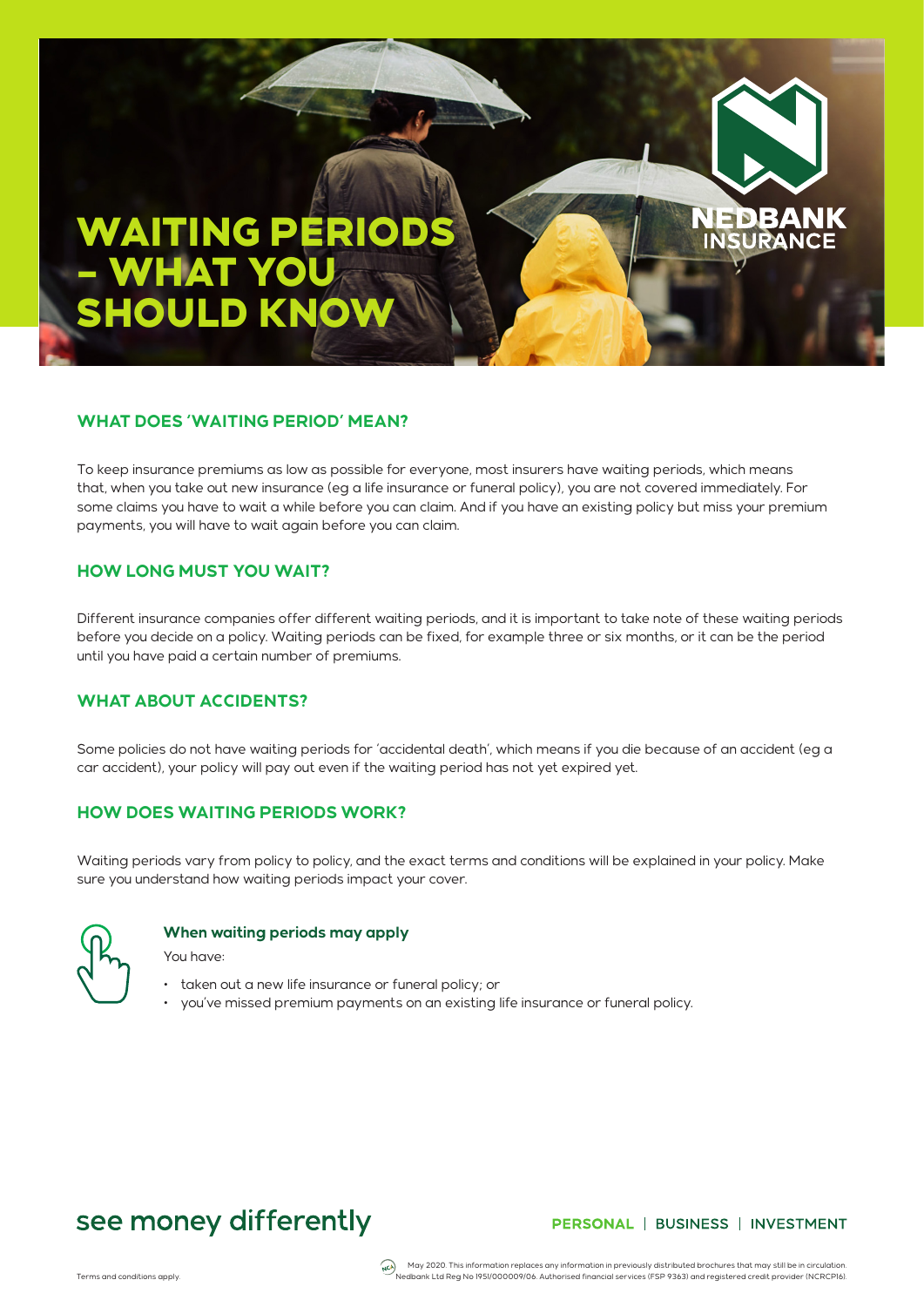# WAITING PERIODS – WHAT YOU SHOULD KNOW

NEDBANK INSURANCE

## WHAT DOES 'WAITING PERIOD' MEAN?

To keep insurance premiums as low as possible for everyone, most insurers have waiting periods, which means that, when you take out new insurance (eg a life insurance or funeral policy), you are not covered immediately. For some claims you have to wait a while before you can claim. And if you have an existing policy but miss your premium payments, you will have to wait again before you can claim.

## HOW LONG MUST YOU WAIT?

Different insurance companies offer different waiting periods, and it is important to take note of these waiting periods before you decide on a policy. Waiting periods can be fixed, for example three or six months, or it can be the period until you have paid a certain number of premiums.

## WHAT ABOUT ACCIDENTS?

Some policies do not have waiting periods for 'accidental death', which means if you die because of an accident (eg a car accident), your policy will pay out even if the waiting period has not yet expired yet.

## HOW DOES WAITING PERIODS WORK?

Waiting periods vary from policy to policy, and the exact terms and conditions will be explained in your policy. Make sure you understand how waiting periods impact your cover.

### When waiting periods may apply

You have:

- taken out a new life insurance or funeral policy; or
- you've missed premium payments on an existing life insurance or funeral policy.

see money differently

PERSONAL | BUSINESS | INVESTMENT

Terms and conditions apply.

May 2020. This information replaces any information in previously distributed brochures that may still be in circulation. Nedbank Ltd Reg No 1951/000009/06. Authorised financial services (FSP 9363) and registered credit provider (NCRCP16).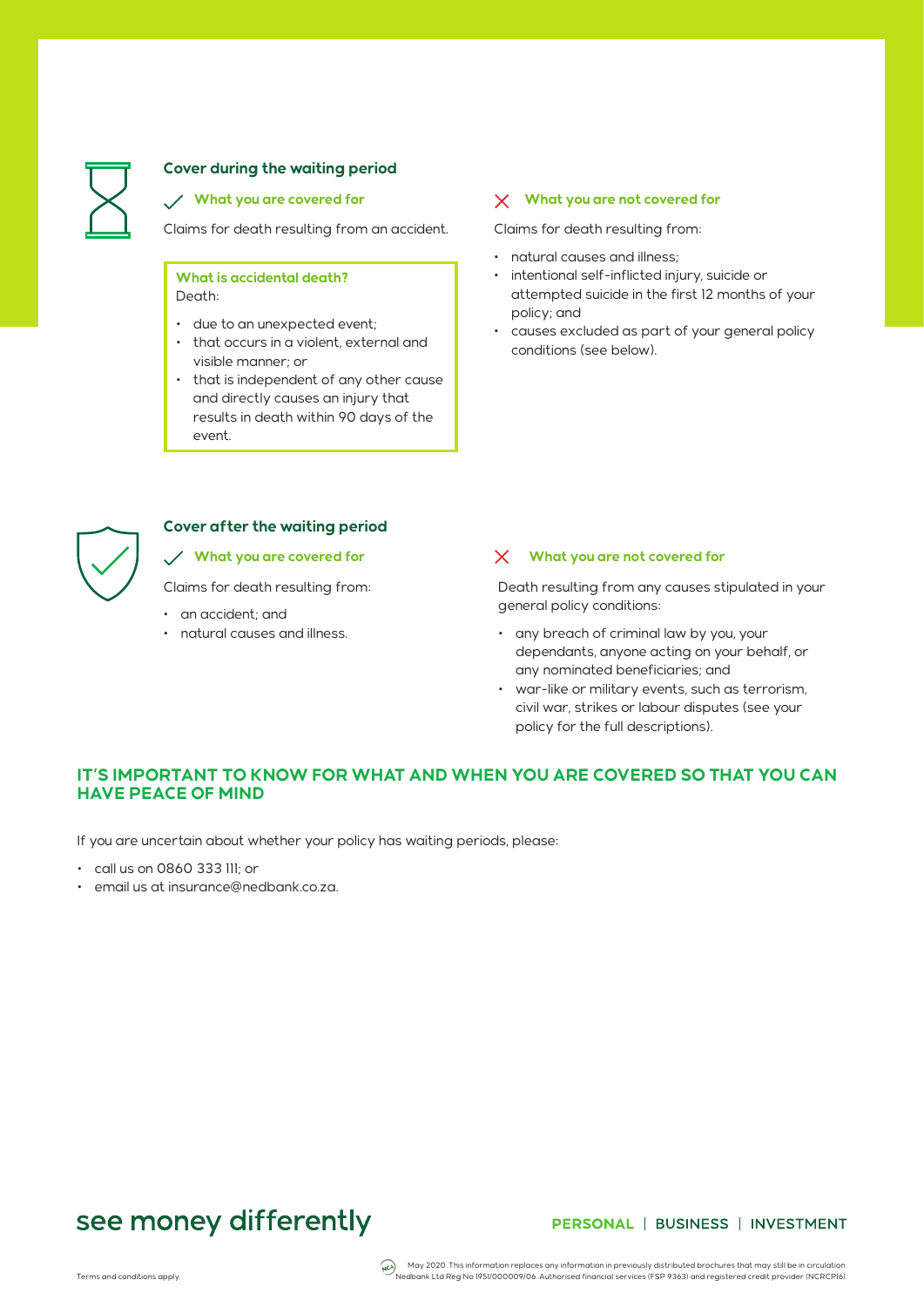## Cover during the waiting period

### What you are covered for

Claims for death resulting from an accident.

**What is accidental death?**
Death:

- due to an unexpected event;
- that occurs in a violent, external and visible manner; or
- that is independent of any other cause and directly causes an injury that results in death within 90 days of the event.

### What you are not covered for

Claims for death resulting from:

- natural causes and illness;
- intentional self-inflicted injury, suicide or attempted suicide in the first 12 months of your policy; and
- causes excluded as part of your general policy conditions (see below).

## Cover after the waiting period

### What you are covered for

Claims for death resulting from:

- an accident; and
- natural causes and illness.

### What you are not covered for

Death resulting from any causes stipulated in your general policy conditions:

- any breach of criminal law by you, your dependants, anyone acting on your behalf, or any nominated beneficiaries; and
- war-like or military events, such as terrorism, civil war, strikes or labour disputes (see your policy for the full descriptions).

## IT'S IMPORTANT TO KNOW FOR WHAT AND WHEN YOU ARE COVERED SO THAT YOU CAN HAVE PEACE OF MIND

If you are uncertain about whether your policy has waiting periods, please:

- call us on 0860 333 111; or
- email us at insurance@nedbank.co.za.

see money differently

PERSONAL | BUSINESS | INVESTMENT

Terms and conditions apply.

May 2020. This information replaces any information in previously distributed brochures that may still be in circulation.
Nedbank Ltd Reg No 1951/000009/06. Authorised financial services (FSP 9363) and registered credit provider (NCRCP16).